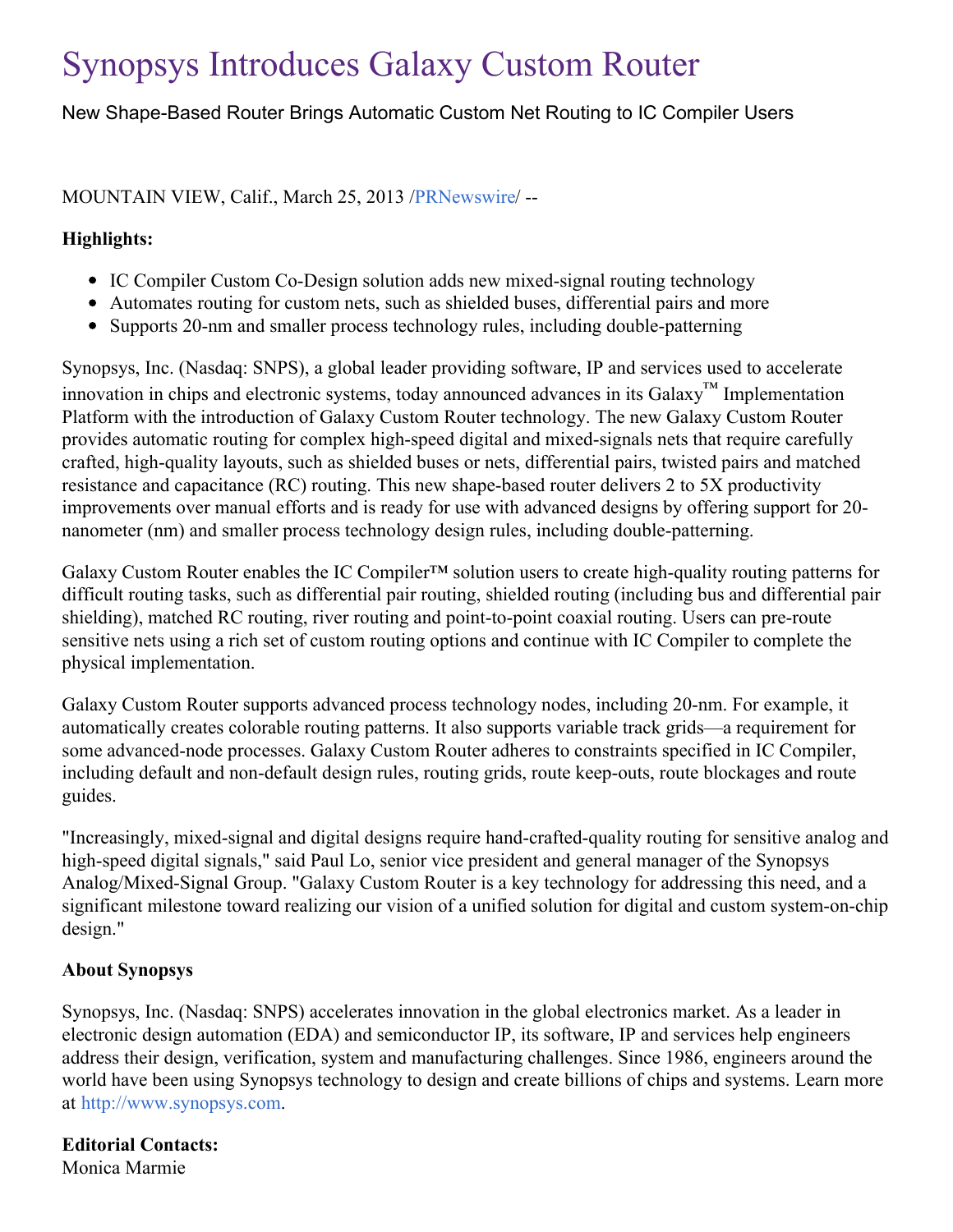# Synopsys Introduces Galaxy Custom Router

New Shape-Based Router Brings Automatic Custom Net Routing to IC Compiler Users

MOUNTAIN VIEW, Calif., March 25, 2013 /PRNewswire/ --

**Highlights:**

- IC Compiler Custom Co-Design solution adds new mixed-signal routing technology
- Automates routing for custom nets, such as shielded buses, differential pairs and more
- Supports 20-nm and smaller process technology rules, including double-patterning

Synopsys, Inc. (Nasdaq: SNPS), a global leader providing software, IP and services used to accelerate innovation in chips and electronic systems, today announced advances in its Galaxy™ Implementation Platform with the introduction of Galaxy Custom Router technology. The new Galaxy Custom Router provides automatic routing for complex high-speed digital and mixed-signals nets that require carefully crafted, high-quality layouts, such as shielded buses or nets, differential pairs, twisted pairs and matched resistance and capacitance (RC) routing. This new shape-based router delivers 2 to 5X productivity improvements over manual efforts and is ready for use with advanced designs by offering support for 20-nanometer (nm) and smaller process technology design rules, including double-patterning.

Galaxy Custom Router enables the IC Compiler™ solution users to create high-quality routing patterns for difficult routing tasks, such as differential pair routing, shielded routing (including bus and differential pair shielding), matched RC routing, river routing and point-to-point coaxial routing. Users can pre-route sensitive nets using a rich set of custom routing options and continue with IC Compiler to complete the physical implementation.

Galaxy Custom Router supports advanced process technology nodes, including 20-nm. For example, it automatically creates colorable routing patterns. It also supports variable track grids—a requirement for some advanced-node processes. Galaxy Custom Router adheres to constraints specified in IC Compiler, including default and non-default design rules, routing grids, route keep-outs, route blockages and route guides.

"Increasingly, mixed-signal and digital designs require hand-crafted-quality routing for sensitive analog and high-speed digital signals," said Paul Lo, senior vice president and general manager of the Synopsys Analog/Mixed-Signal Group. "Galaxy Custom Router is a key technology for addressing this need, and a significant milestone toward realizing our vision of a unified solution for digital and custom system-on-chip design."

**About Synopsys**

Synopsys, Inc. (Nasdaq: SNPS) accelerates innovation in the global electronics market. As a leader in electronic design automation (EDA) and semiconductor IP, its software, IP and services help engineers address their design, verification, system and manufacturing challenges. Since 1986, engineers around the world have been using Synopsys technology to design and create billions of chips and systems. Learn more at http://www.synopsys.com.

**Editorial Contacts:**
Monica Marmie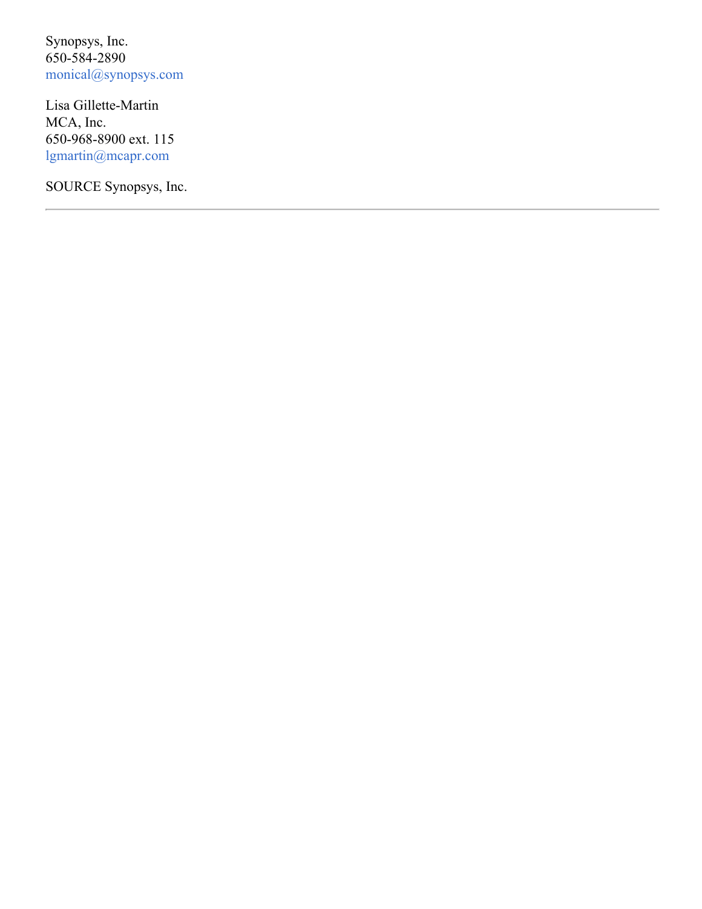Synopsys, Inc.
650-584-2890
monical@synopsys.com

Lisa Gillette-Martin
MCA, Inc.
650-968-8900 ext. 115
lgmartin@mcapr.com

SOURCE Synopsys, Inc.

---